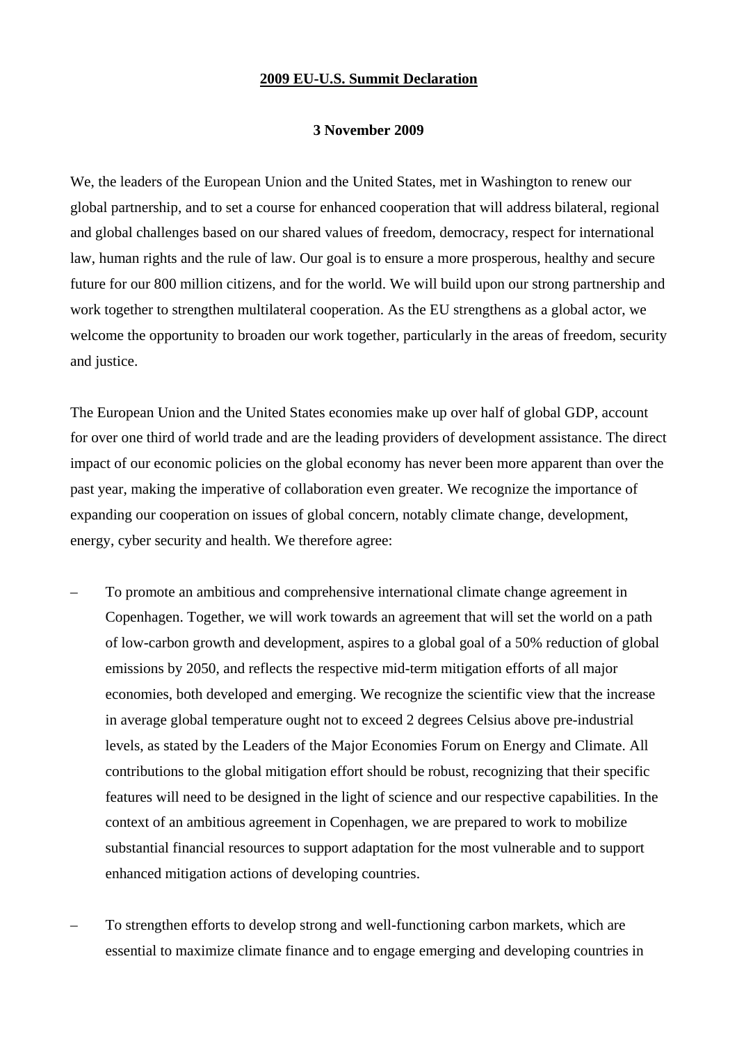# 2009 EU-U.S. Summit Declaration

**3 November 2009**

We, the leaders of the European Union and the United States, met in Washington to renew our global partnership, and to set a course for enhanced cooperation that will address bilateral, regional and global challenges based on our shared values of freedom, democracy, respect for international law, human rights and the rule of law. Our goal is to ensure a more prosperous, healthy and secure future for our 800 million citizens, and for the world. We will build upon our strong partnership and work together to strengthen multilateral cooperation. As the EU strengthens as a global actor, we welcome the opportunity to broaden our work together, particularly in the areas of freedom, security and justice.

The European Union and the United States economies make up over half of global GDP, account for over one third of world trade and are the leading providers of development assistance. The direct impact of our economic policies on the global economy has never been more apparent than over the past year, making the imperative of collaboration even greater. We recognize the importance of expanding our cooperation on issues of global concern, notably climate change, development, energy, cyber security and health. We therefore agree:

– To promote an ambitious and comprehensive international climate change agreement in Copenhagen. Together, we will work towards an agreement that will set the world on a path of low-carbon growth and development, aspires to a global goal of a 50% reduction of global emissions by 2050, and reflects the respective mid-term mitigation efforts of all major economies, both developed and emerging. We recognize the scientific view that the increase in average global temperature ought not to exceed 2 degrees Celsius above pre-industrial levels, as stated by the Leaders of the Major Economies Forum on Energy and Climate. All contributions to the global mitigation effort should be robust, recognizing that their specific features will need to be designed in the light of science and our respective capabilities. In the context of an ambitious agreement in Copenhagen, we are prepared to work to mobilize substantial financial resources to support adaptation for the most vulnerable and to support enhanced mitigation actions of developing countries.

– To strengthen efforts to develop strong and well-functioning carbon markets, which are essential to maximize climate finance and to engage emerging and developing countries in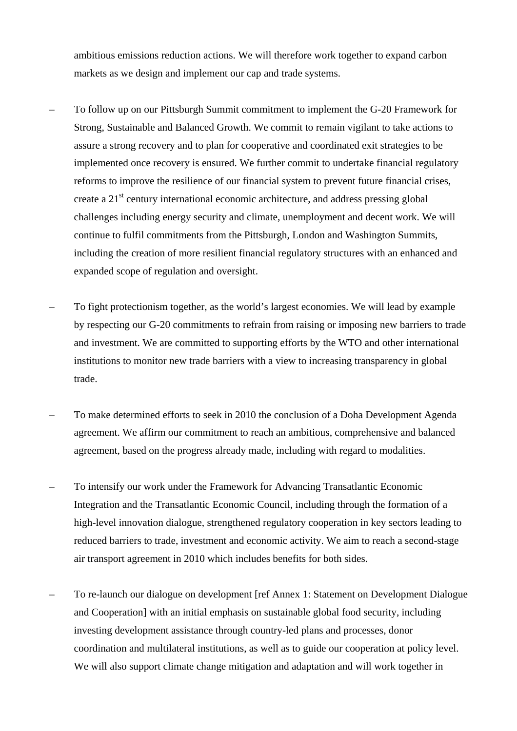ambitious emissions reduction actions. We will therefore work together to expand carbon markets as we design and implement our cap and trade systems.

– To follow up on our Pittsburgh Summit commitment to implement the G-20 Framework for Strong, Sustainable and Balanced Growth. We commit to remain vigilant to take actions to assure a strong recovery and to plan for cooperative and coordinated exit strategies to be implemented once recovery is ensured. We further commit to undertake financial regulatory reforms to improve the resilience of our financial system to prevent future financial crises, create a 21st century international economic architecture, and address pressing global challenges including energy security and climate, unemployment and decent work. We will continue to fulfil commitments from the Pittsburgh, London and Washington Summits, including the creation of more resilient financial regulatory structures with an enhanced and expanded scope of regulation and oversight.

– To fight protectionism together, as the world's largest economies. We will lead by example by respecting our G-20 commitments to refrain from raising or imposing new barriers to trade and investment. We are committed to supporting efforts by the WTO and other international institutions to monitor new trade barriers with a view to increasing transparency in global trade.

– To make determined efforts to seek in 2010 the conclusion of a Doha Development Agenda agreement. We affirm our commitment to reach an ambitious, comprehensive and balanced agreement, based on the progress already made, including with regard to modalities.

– To intensify our work under the Framework for Advancing Transatlantic Economic Integration and the Transatlantic Economic Council, including through the formation of a high-level innovation dialogue, strengthened regulatory cooperation in key sectors leading to reduced barriers to trade, investment and economic activity. We aim to reach a second-stage air transport agreement in 2010 which includes benefits for both sides.

– To re-launch our dialogue on development [ref Annex 1: Statement on Development Dialogue and Cooperation] with an initial emphasis on sustainable global food security, including investing development assistance through country-led plans and processes, donor coordination and multilateral institutions, as well as to guide our cooperation at policy level. We will also support climate change mitigation and adaptation and will work together in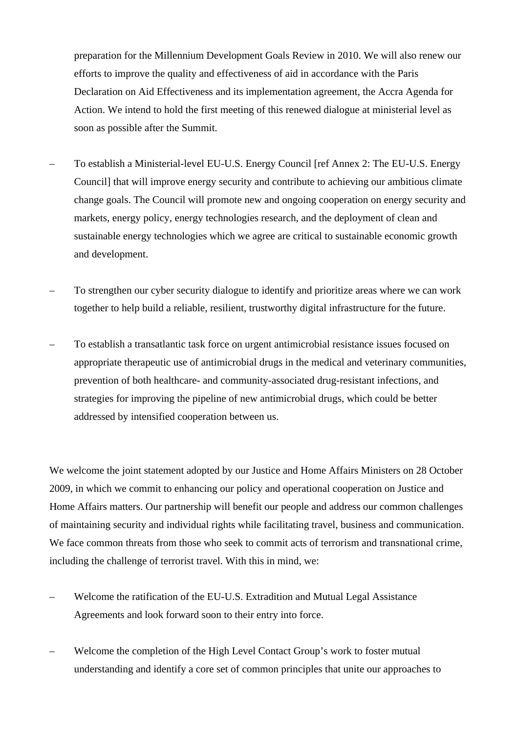preparation for the Millennium Development Goals Review in 2010. We will also renew our efforts to improve the quality and effectiveness of aid in accordance with the Paris Declaration on Aid Effectiveness and its implementation agreement, the Accra Agenda for Action. We intend to hold the first meeting of this renewed dialogue at ministerial level as soon as possible after the Summit.

– To establish a Ministerial-level EU-U.S. Energy Council [ref Annex 2: The EU-U.S. Energy Council] that will improve energy security and contribute to achieving our ambitious climate change goals. The Council will promote new and ongoing cooperation on energy security and markets, energy policy, energy technologies research, and the deployment of clean and sustainable energy technologies which we agree are critical to sustainable economic growth and development.

– To strengthen our cyber security dialogue to identify and prioritize areas where we can work together to help build a reliable, resilient, trustworthy digital infrastructure for the future.

– To establish a transatlantic task force on urgent antimicrobial resistance issues focused on appropriate therapeutic use of antimicrobial drugs in the medical and veterinary communities, prevention of both healthcare- and community-associated drug-resistant infections, and strategies for improving the pipeline of new antimicrobial drugs, which could be better addressed by intensified cooperation between us.

We welcome the joint statement adopted by our Justice and Home Affairs Ministers on 28 October 2009, in which we commit to enhancing our policy and operational cooperation on Justice and Home Affairs matters. Our partnership will benefit our people and address our common challenges of maintaining security and individual rights while facilitating travel, business and communication. We face common threats from those who seek to commit acts of terrorism and transnational crime, including the challenge of terrorist travel. With this in mind, we:

– Welcome the ratification of the EU-U.S. Extradition and Mutual Legal Assistance Agreements and look forward soon to their entry into force.

– Welcome the completion of the High Level Contact Group's work to foster mutual understanding and identify a core set of common principles that unite our approaches to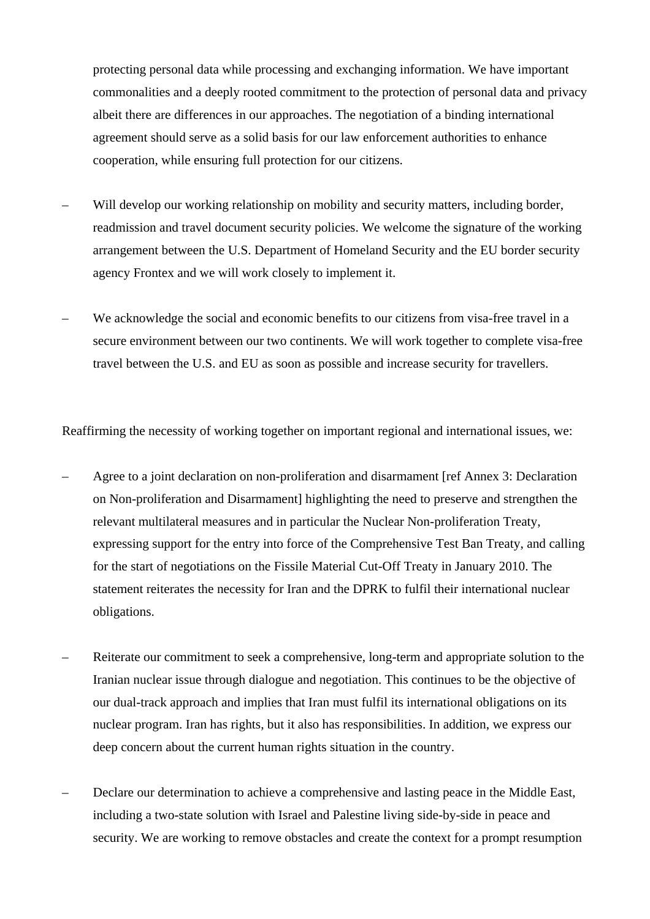protecting personal data while processing and exchanging information. We have important commonalities and a deeply rooted commitment to the protection of personal data and privacy albeit there are differences in our approaches. The negotiation of a binding international agreement should serve as a solid basis for our law enforcement authorities to enhance cooperation, while ensuring full protection for our citizens.

– Will develop our working relationship on mobility and security matters, including border, readmission and travel document security policies. We welcome the signature of the working arrangement between the U.S. Department of Homeland Security and the EU border security agency Frontex and we will work closely to implement it.

– We acknowledge the social and economic benefits to our citizens from visa-free travel in a secure environment between our two continents. We will work together to complete visa-free travel between the U.S. and EU as soon as possible and increase security for travellers.

Reaffirming the necessity of working together on important regional and international issues, we:

– Agree to a joint declaration on non-proliferation and disarmament [ref Annex 3: Declaration on Non-proliferation and Disarmament] highlighting the need to preserve and strengthen the relevant multilateral measures and in particular the Nuclear Non-proliferation Treaty, expressing support for the entry into force of the Comprehensive Test Ban Treaty, and calling for the start of negotiations on the Fissile Material Cut-Off Treaty in January 2010. The statement reiterates the necessity for Iran and the DPRK to fulfil their international nuclear obligations.

– Reiterate our commitment to seek a comprehensive, long-term and appropriate solution to the Iranian nuclear issue through dialogue and negotiation. This continues to be the objective of our dual-track approach and implies that Iran must fulfil its international obligations on its nuclear program. Iran has rights, but it also has responsibilities. In addition, we express our deep concern about the current human rights situation in the country.

– Declare our determination to achieve a comprehensive and lasting peace in the Middle East, including a two-state solution with Israel and Palestine living side-by-side in peace and security. We are working to remove obstacles and create the context for a prompt resumption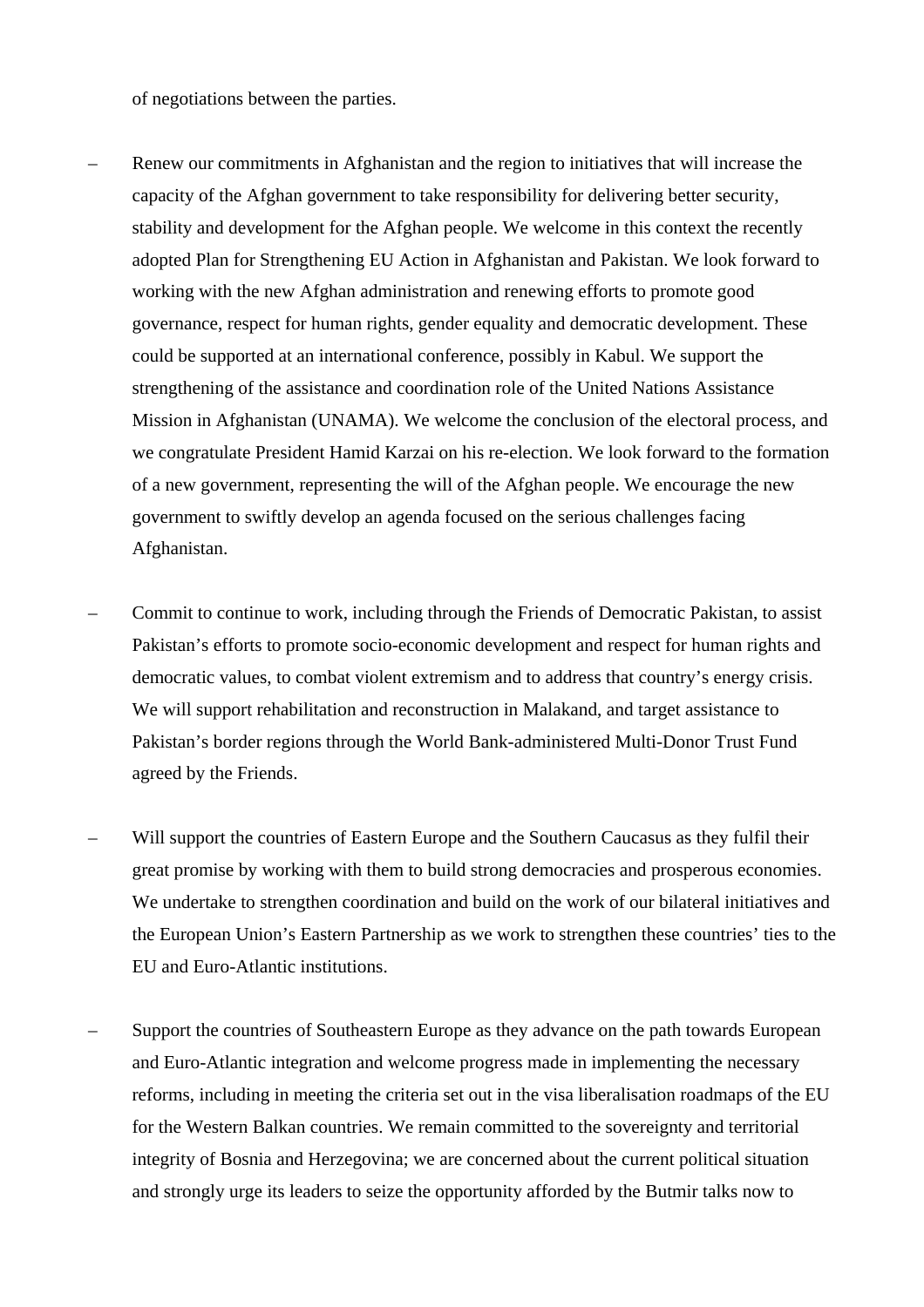of negotiations between the parties.

– Renew our commitments in Afghanistan and the region to initiatives that will increase the capacity of the Afghan government to take responsibility for delivering better security, stability and development for the Afghan people. We welcome in this context the recently adopted Plan for Strengthening EU Action in Afghanistan and Pakistan. We look forward to working with the new Afghan administration and renewing efforts to promote good governance, respect for human rights, gender equality and democratic development. These could be supported at an international conference, possibly in Kabul. We support the strengthening of the assistance and coordination role of the United Nations Assistance Mission in Afghanistan (UNAMA). We welcome the conclusion of the electoral process, and we congratulate President Hamid Karzai on his re-election. We look forward to the formation of a new government, representing the will of the Afghan people. We encourage the new government to swiftly develop an agenda focused on the serious challenges facing Afghanistan.

– Commit to continue to work, including through the Friends of Democratic Pakistan, to assist Pakistan's efforts to promote socio-economic development and respect for human rights and democratic values, to combat violent extremism and to address that country's energy crisis. We will support rehabilitation and reconstruction in Malakand, and target assistance to Pakistan's border regions through the World Bank-administered Multi-Donor Trust Fund agreed by the Friends.

– Will support the countries of Eastern Europe and the Southern Caucasus as they fulfil their great promise by working with them to build strong democracies and prosperous economies. We undertake to strengthen coordination and build on the work of our bilateral initiatives and the European Union's Eastern Partnership as we work to strengthen these countries' ties to the EU and Euro-Atlantic institutions.

– Support the countries of Southeastern Europe as they advance on the path towards European and Euro-Atlantic integration and welcome progress made in implementing the necessary reforms, including in meeting the criteria set out in the visa liberalisation roadmaps of the EU for the Western Balkan countries. We remain committed to the sovereignty and territorial integrity of Bosnia and Herzegovina; we are concerned about the current political situation and strongly urge its leaders to seize the opportunity afforded by the Butmir talks now to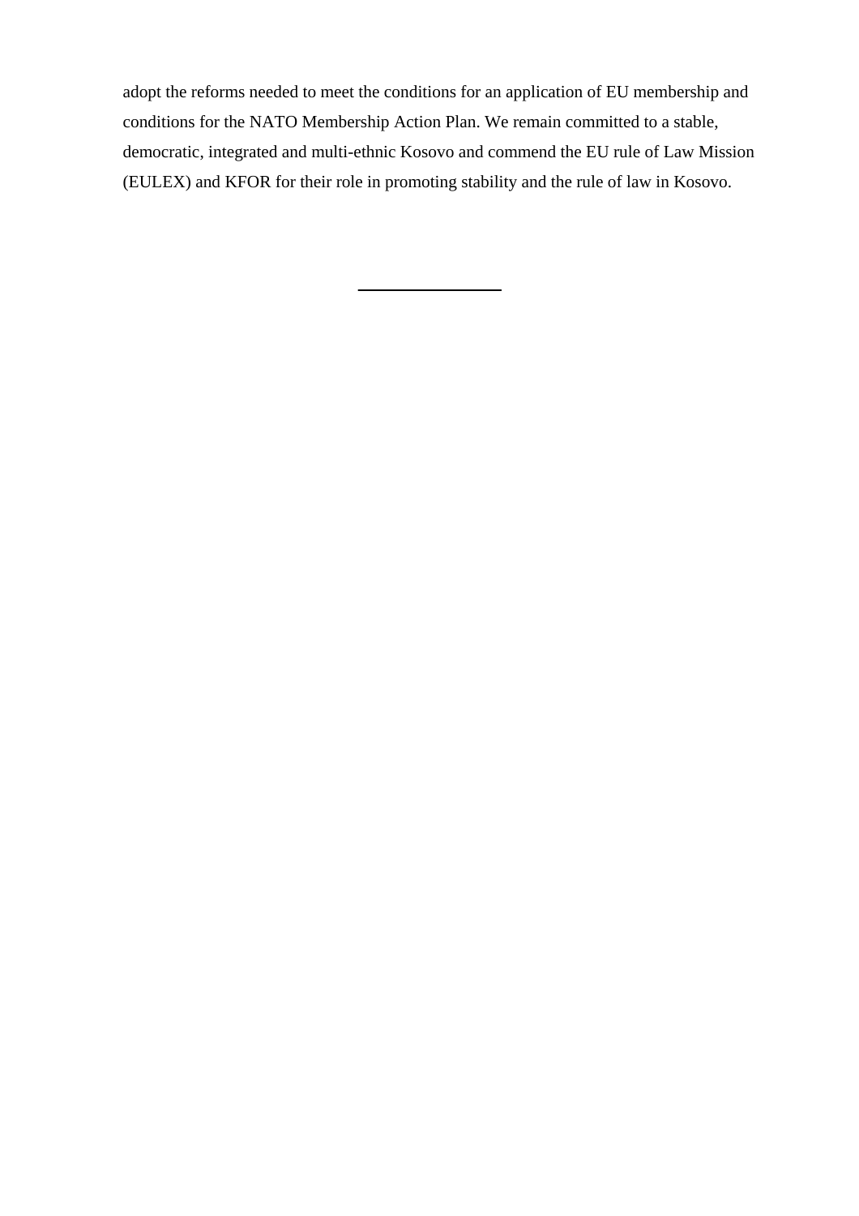adopt the reforms needed to meet the conditions for an application of EU membership and conditions for the NATO Membership Action Plan. We remain committed to a stable, democratic, integrated and multi-ethnic Kosovo and commend the EU rule of Law Mission (EULEX) and KFOR for their role in promoting stability and the rule of law in Kosovo.

---